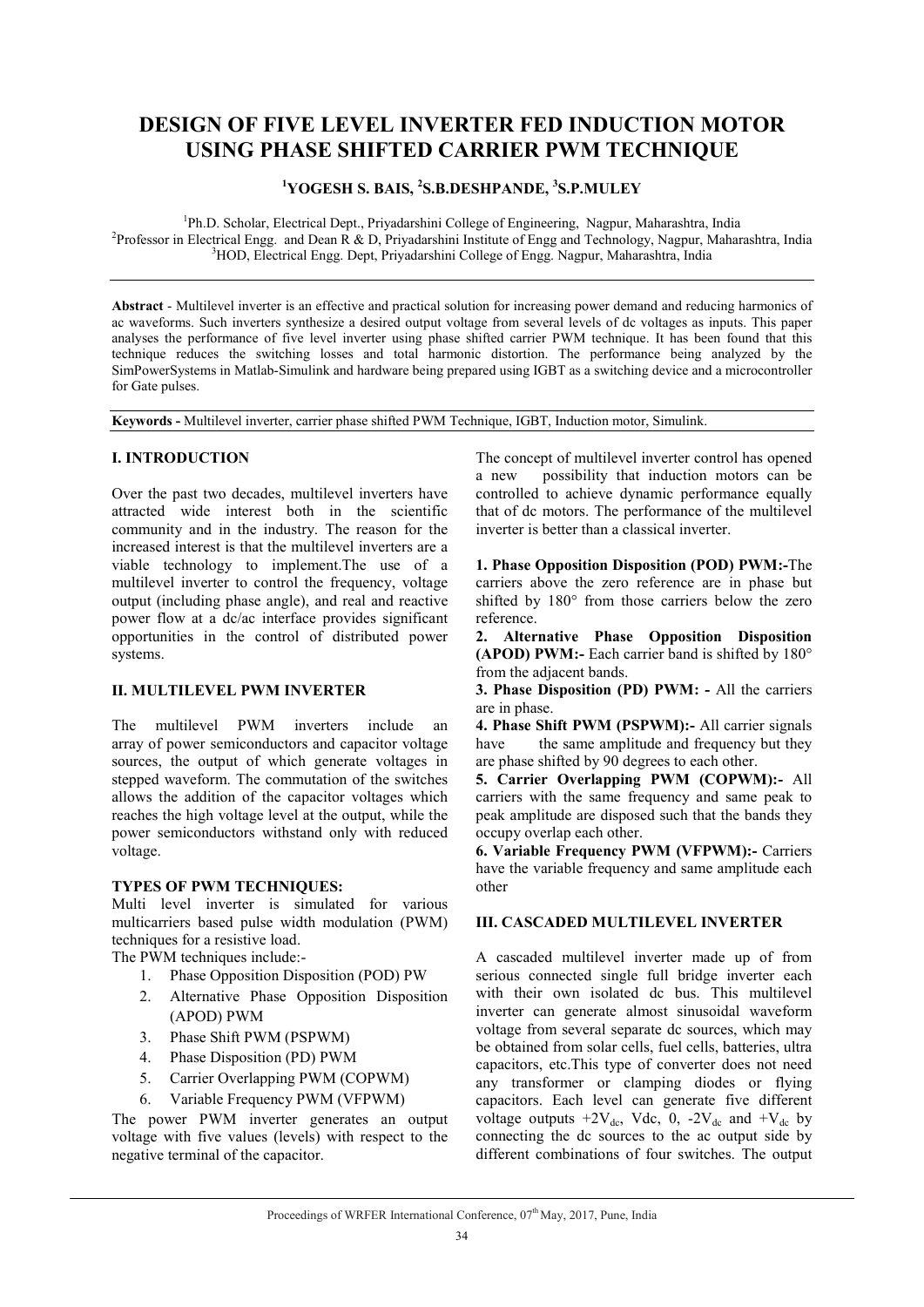# DESIGN OF FIVE LEVEL INVERTER FED INDUCTION MOTOR USING PHASE SHIFTED CARRIER PWM TECHNIQUE

**[1]YOGESH S. BAIS, [2]S.B.DESHPANDE, [3]S.P.MULEY**

[1]Ph.D. Scholar, Electrical Dept., Priyadarshini College of Engineering, Nagpur, Maharashtra, India
[2]Professor in Electrical Engg. and Dean R & D, Priyadarshini Institute of Engg and Technology, Nagpur, Maharashtra, India
[3]HOD, Electrical Engg. Dept, Priyadarshini College of Engg. Nagpur, Maharashtra, India

---

**Abstract** - Multilevel inverter is an effective and practical solution for increasing power demand and reducing harmonics of ac waveforms. Such inverters synthesize a desired output voltage from several levels of dc voltages as inputs. This paper analyses the performance of five level inverter using phase shifted carrier PWM technique. It has been found that this technique reduces the switching losses and total harmonic distortion. The performance being analyzed by the SimPowerSystems in Matlab-Simulink and hardware being prepared using IGBT as a switching device and a microcontroller for Gate pulses.

**Keywords -** Multilevel inverter, carrier phase shifted PWM Technique, IGBT, Induction motor, Simulink.

---

## I. INTRODUCTION

Over the past two decades, multilevel inverters have attracted wide interest both in the scientific community and in the industry. The reason for the increased interest is that the multilevel inverters are a viable technology to implement.The use of a multilevel inverter to control the frequency, voltage output (including phase angle), and real and reactive power flow at a dc/ac interface provides significant opportunities in the control of distributed power systems.

## II. MULTILEVEL PWM INVERTER

The multilevel PWM inverters include an array of power semiconductors and capacitor voltage sources, the output of which generate voltages in stepped waveform. The commutation of the switches allows the addition of the capacitor voltages which reaches the high voltage level at the output, while the power semiconductors withstand only with reduced voltage.

### TYPES OF PWM TECHNIQUES:

Multi level inverter is simulated for various multicarriers based pulse width modulation (PWM) techniques for a resistive load.

The PWM techniques include:-

1. Phase Opposition Disposition (POD) PW
2. Alternative Phase Opposition Disposition (APOD) PWM
3. Phase Shift PWM (PSPWM)
4. Phase Disposition (PD) PWM
5. Carrier Overlapping PWM (COPWM)
6. Variable Frequency PWM (VFPWM)

The power PWM inverter generates an output voltage with five values (levels) with respect to the negative terminal of the capacitor.

The concept of multilevel inverter control has opened a new possibility that induction motors can be controlled to achieve dynamic performance equally that of dc motors. The performance of the multilevel inverter is better than a classical inverter.

**1. Phase Opposition Disposition (POD) PWM:-**The carriers above the zero reference are in phase but shifted by 180° from those carriers below the zero reference.

**2. Alternative Phase Opposition Disposition (APOD) PWM:-** Each carrier band is shifted by 180° from the adjacent bands.

**3. Phase Disposition (PD) PWM: -** All the carriers are in phase.

**4. Phase Shift PWM (PSPWM):-** All carrier signals have the same amplitude and frequency but they are phase shifted by 90 degrees to each other.

**5. Carrier Overlapping PWM (COPWM):-** All carriers with the same frequency and same peak to peak amplitude are disposed such that the bands they occupy overlap each other.

**6. Variable Frequency PWM (VFPWM):-** Carriers have the variable frequency and same amplitude each other

## III. CASCADED MULTILEVEL INVERTER

A cascaded multilevel inverter made up of from serious connected single full bridge inverter each with their own isolated dc bus. This multilevel inverter can generate almost sinusoidal waveform voltage from several separate dc sources, which may be obtained from solar cells, fuel cells, batteries, ultra capacitors, etc.This type of converter does not need any transformer or clamping diodes or flying capacitors. Each level can generate five different voltage outputs $+2V_{dc}$, Vdc, 0, $-2V_{dc}$ and $+V_{dc}$ by connecting the dc sources to the ac output side by different combinations of four switches. The output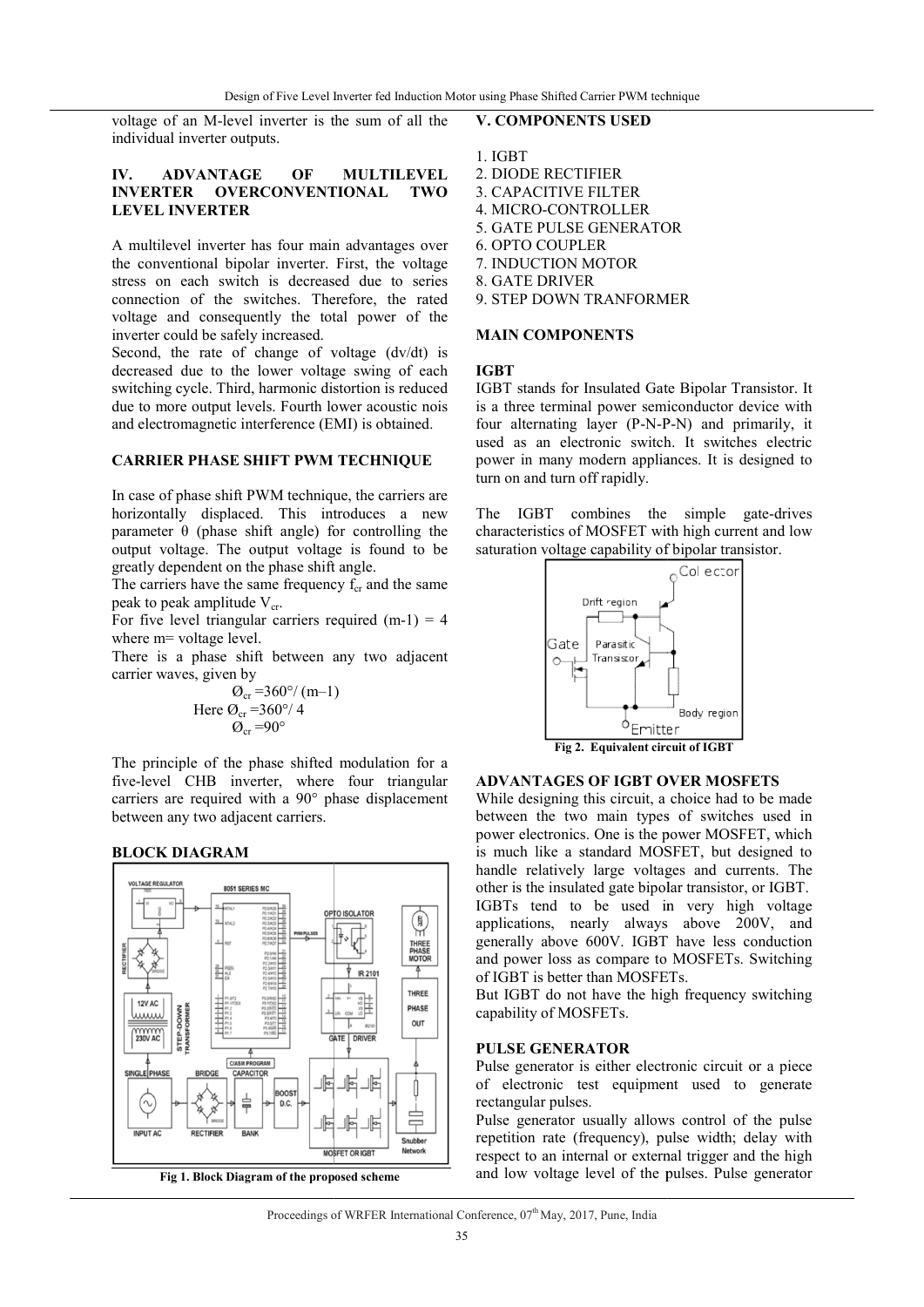voltage of an M-level inverter is the sum of all the individual inverter outputs.

## IV. ADVANTAGE OF MULTILEVEL INVERTER OVERCONVENTIONAL TWO LEVEL INVERTER

A multilevel inverter has four main advantages over the conventional bipolar inverter. First, the voltage stress on each switch is decreased due to series connection of the switches. Therefore, the rated voltage and consequently the total power of the inverter could be safely increased.

Second, the rate of change of voltage (dv/dt) is decreased due to the lower voltage swing of each switching cycle. Third, harmonic distortion is reduced due to more output levels. Fourth lower acoustic nois and electromagnetic interference (EMI) is obtained.

### CARRIER PHASE SHIFT PWM TECHNIQUE

In case of phase shift PWM technique, the carriers are horizontally displaced. This introduces a new parameter θ (phase shift angle) for controlling the output voltage. The output voltage is found to be greatly dependent on the phase shift angle.

The carriers have the same frequency $f_{cr}$ and the same peak to peak amplitude $V_{cr}$.

For five level triangular carriers required (m-1) = 4 where m= voltage level.

There is a phase shift between any two adjacent carrier waves, given by

$$Ø_{cr} = 360° / (m–1)$$

$$\text{Here } Ø_{cr} = 360° / 4$$

$$Ø_{cr} = 90°$$

The principle of the phase shifted modulation for a five-level CHB inverter, where four triangular carriers are required with a 90° phase displacement between any two adjacent carriers.

### BLOCK DIAGRAM

Fig 1. Block Diagram of the proposed scheme

## V. COMPONENTS USED

1. IGBT
2. DIODE RECTIFIER
3. CAPACITIVE FILTER
4. MICRO-CONTROLLER
5. GATE PULSE GENERATOR
6. OPTO COUPLER
7. INDUCTION MOTOR
8. GATE DRIVER
9. STEP DOWN TRANFORMER

### MAIN COMPONENTS

### IGBT

IGBT stands for Insulated Gate Bipolar Transistor. It is a three terminal power semiconductor device with four alternating layer (P-N-P-N) and primarily, it used as an electronic switch. It switches electric power in many modern appliances. It is designed to turn on and turn off rapidly.

The IGBT combines the simple gate-drives characteristics of MOSFET with high current and low saturation voltage capability of bipolar transistor.

Fig 2. Equivalent circuit of IGBT

### ADVANTAGES OF IGBT OVER MOSFETS

While designing this circuit, a choice had to be made between the two main types of switches used in power electronics. One is the power MOSFET, which is much like a standard MOSFET, but designed to handle relatively large voltages and currents. The other is the insulated gate bipolar transistor, or IGBT.

IGBTs tend to be used in very high voltage applications, nearly always above 200V, and generally above 600V. IGBT have less conduction and power loss as compare to MOSFETs. Switching of IGBT is better than MOSFETs.

But IGBT do not have the high frequency switching capability of MOSFETs.

### PULSE GENERATOR

Pulse generator is either electronic circuit or a piece of electronic test equipment used to generate rectangular pulses.

Pulse generator usually allows control of the pulse repetition rate (frequency), pulse width; delay with respect to an internal or external trigger and the high and low voltage level of the pulses. Pulse generator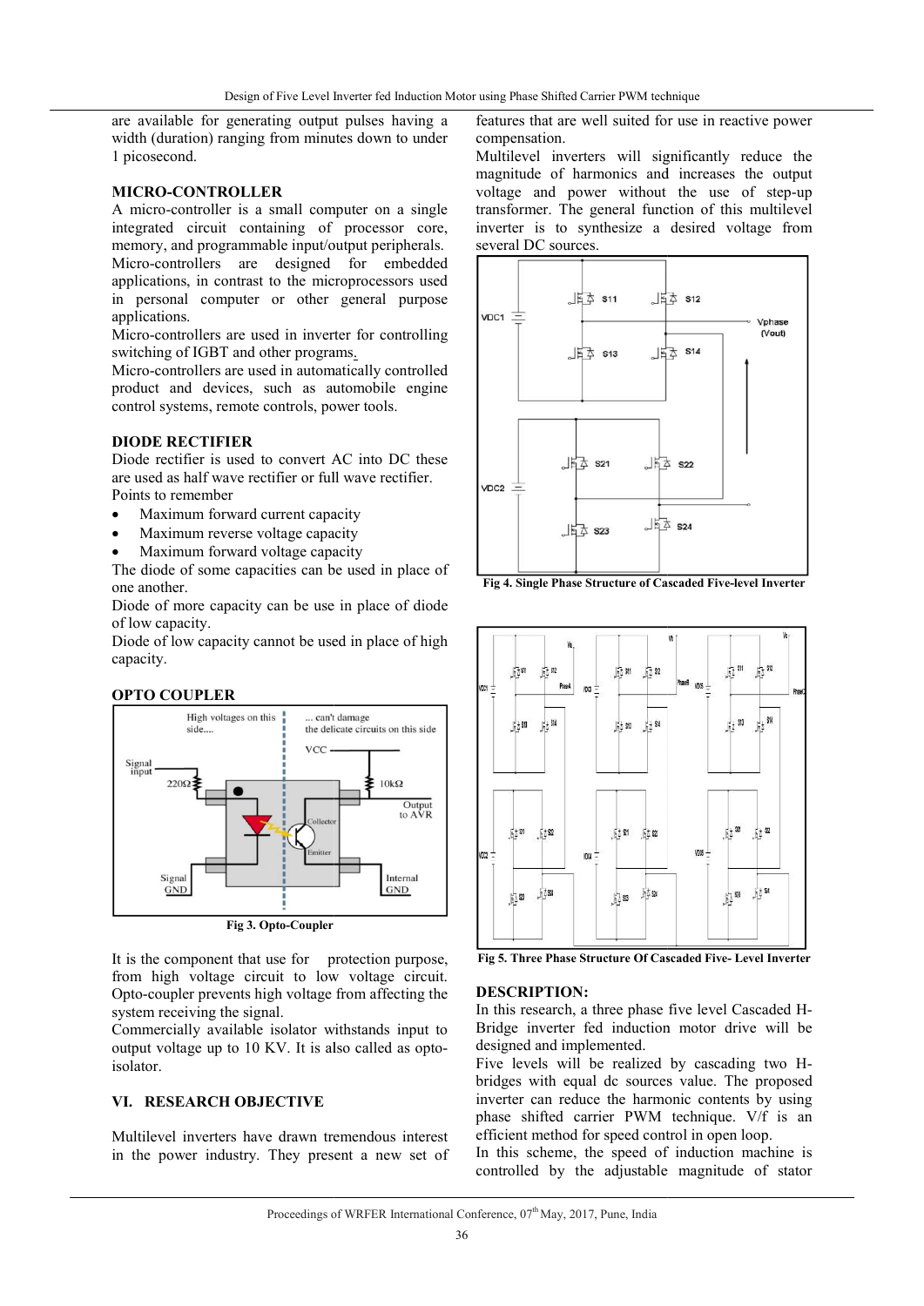are available for generating output pulses having a width (duration) ranging from minutes down to under 1 picosecond.

### MICRO-CONTROLLER

A micro-controller is a small computer on a single integrated circuit containing of processor core, memory, and programmable input/output peripherals. Micro-controllers are designed for embedded applications, in contrast to the microprocessors used in personal computer or other general purpose applications.

Micro-controllers are used in inverter for controlling switching of IGBT and other programs.

Micro-controllers are used in automatically controlled product and devices, such as automobile engine control systems, remote controls, power tools.

### DIODE RECTIFIER

Diode rectifier is used to convert AC into DC these are used as half wave rectifier or full wave rectifier.

Points to remember

- Maximum forward current capacity
- Maximum reverse voltage capacity
- Maximum forward voltage capacity

The diode of some capacities can be used in place of one another.

Diode of more capacity can be use in place of diode of low capacity.

Diode of low capacity cannot be used in place of high capacity.

### OPTO COUPLER

Fig 3. Opto-Coupler

It is the component that use for protection purpose, from high voltage circuit to low voltage circuit. Opto-coupler prevents high voltage from affecting the system receiving the signal.

Commercially available isolator withstands input to output voltage up to 10 KV. It is also called as opto-isolator.

## VI. RESEARCH OBJECTIVE

Multilevel inverters have drawn tremendous interest in the power industry. They present a new set of features that are well suited for use in reactive power compensation.

Multilevel inverters will significantly reduce the magnitude of harmonics and increases the output voltage and power without the use of step-up transformer. The general function of this multilevel inverter is to synthesize a desired voltage from several DC sources.

Fig 4. Single Phase Structure of Cascaded Five-level Inverter

Fig 5. Three Phase Structure Of Cascaded Five- Level Inverter

### DESCRIPTION:

In this research, a three phase five level Cascaded H-Bridge inverter fed induction motor drive will be designed and implemented.

Five levels will be realized by cascading two H-bridges with equal dc sources value. The proposed inverter can reduce the harmonic contents by using phase shifted carrier PWM technique. V/f is an efficient method for speed control in open loop.

In this scheme, the speed of induction machine is controlled by the adjustable magnitude of stator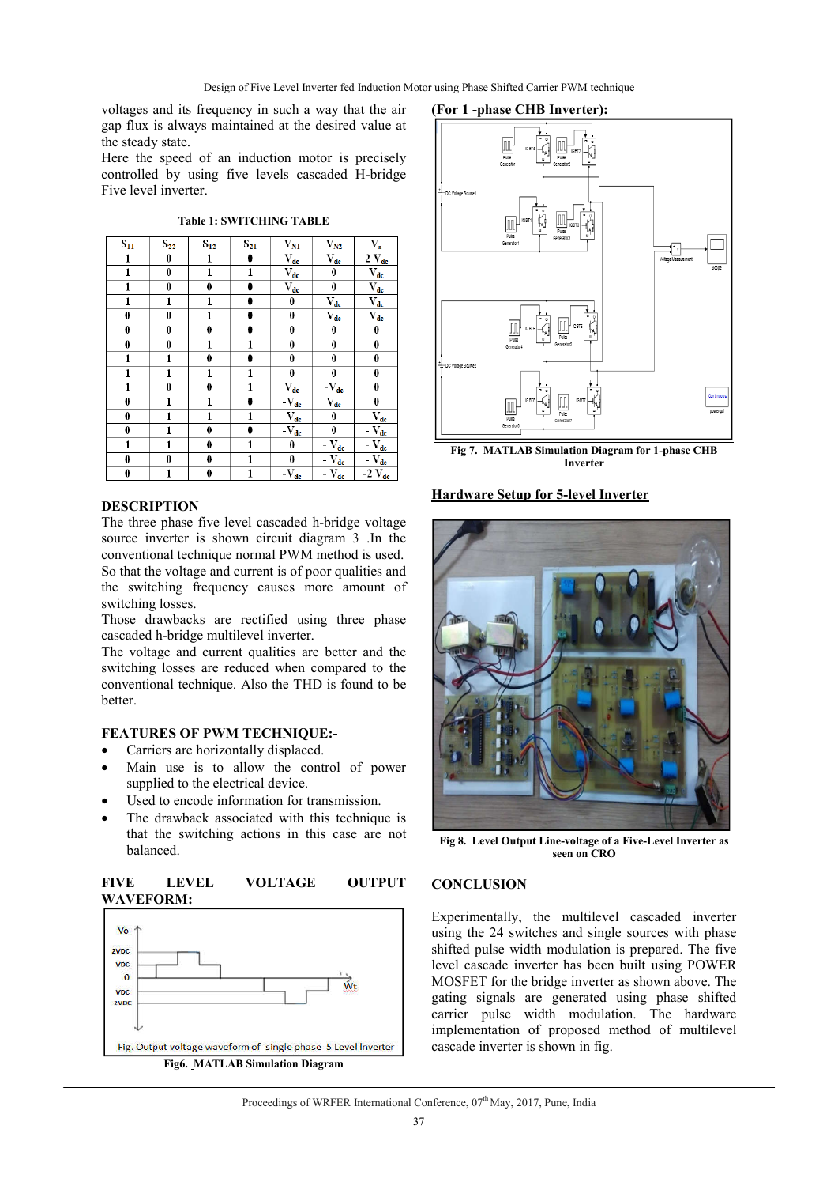voltages and its frequency in such a way that the air gap flux is always maintained at the desired value at the steady state.

Here the speed of an induction motor is precisely controlled by using five levels cascaded H-bridge Five level inverter.

**Table 1: SWITCHING TABLE**

| $S_{11}$ | $S_{22}$ | $S_{12}$ | $S_{21}$ | $V_{N1}$ | $V_{N2}$ | $V_a$ |
|---|---|---|---|---|---|---|
| 1 | 0 | 1 | 0 | $V_{dc}$ | $V_{dc}$ | $2\ V_{dc}$ |
| 1 | 0 | 1 | 1 | $V_{dc}$ | 0 | $V_{dc}$ |
| 1 | 0 | 0 | 0 | $V_{dc}$ | 0 | $V_{dc}$ |
| 1 | 1 | 1 | 0 | 0 | $V_{dc}$ | $V_{dc}$ |
| 0 | 0 | 1 | 0 | 0 | $V_{dc}$ | $V_{dc}$ |
| 0 | 0 | 0 | 0 | 0 | 0 | 0 |
| 0 | 0 | 1 | 1 | 0 | 0 | 0 |
| 1 | 1 | 0 | 0 | 0 | 0 | 0 |
| 1 | 1 | 1 | 1 | 0 | 0 | 0 |
| 1 | 0 | 0 | 1 | $V_{dc}$ | $-V_{dc}$ | 0 |
| 0 | 1 | 1 | 0 | $-V_{dc}$ | $V_{dc}$ | 0 |
| 0 | 1 | 1 | 1 | $-V_{dc}$ | 0 | $-V_{dc}$ |
| 0 | 1 | 0 | 0 | $-V_{dc}$ | 0 | $-V_{dc}$ |
| 1 | 1 | 0 | 1 | 0 | $-V_{dc}$ | $-V_{dc}$ |
| 0 | 0 | 0 | 1 | 0 | $-V_{dc}$ | $-V_{dc}$ |
| 0 | 1 | 0 | 1 | $-V_{dc}$ | $-V_{dc}$ | $-2\ V_{dc}$ |

## DESCRIPTION

The three phase five level cascaded h-bridge voltage source inverter is shown circuit diagram 3 .In the conventional technique normal PWM method is used. So that the voltage and current is of poor qualities and the switching frequency causes more amount of switching losses.

Those drawbacks are rectified using three phase cascaded h-bridge multilevel inverter.

The voltage and current qualities are better and the switching losses are reduced when compared to the conventional technique. Also the THD is found to be better.

## FEATURES OF PWM TECHNIQUE:-

- Carriers are horizontally displaced.
- Main use is to allow the control of power supplied to the electrical device.
- Used to encode information for transmission.
- The drawback associated with this technique is that the switching actions in this case are not balanced.

## FIVE LEVEL VOLTAGE OUTPUT WAVEFORM:

Fig. Output voltage waveform of single phase 5 Level Inverter

**Fig6. MATLAB Simulation Diagram**

## (For 1 -phase CHB Inverter):

**Fig 7. MATLAB Simulation Diagram for 1-phase CHB Inverter**

## Hardware Setup for 5-level Inverter

**Fig 8. Level Output Line-voltage of a Five-Level Inverter as seen on CRO**

## CONCLUSION

Experimentally, the multilevel cascaded inverter using the 24 switches and single sources with phase shifted pulse width modulation is prepared. The five level cascade inverter has been built using POWER MOSFET for the bridge inverter as shown above. The gating signals are generated using phase shifted carrier pulse width modulation. The hardware implementation of proposed method of multilevel cascade inverter is shown in fig.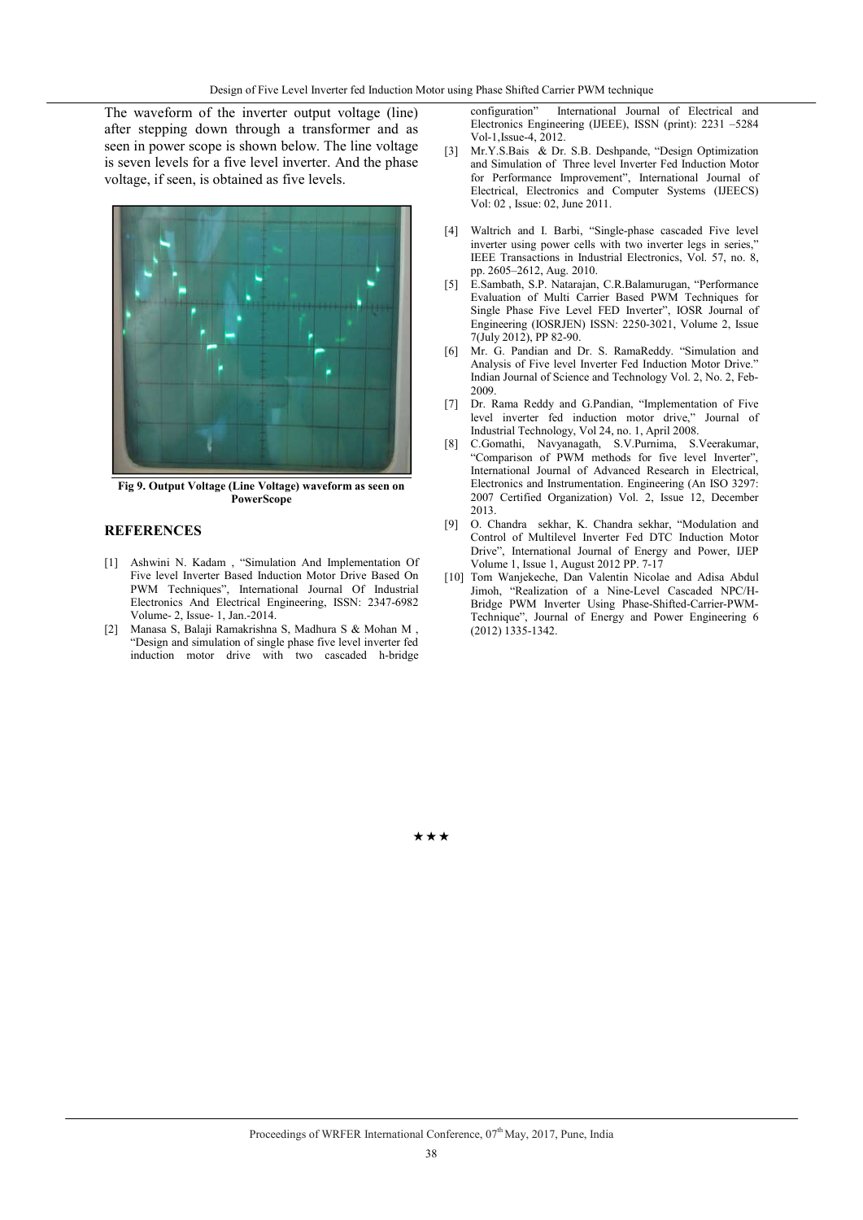The waveform of the inverter output voltage (line) after stepping down through a transformer and as seen in power scope is shown below. The line voltage is seven levels for a five level inverter. And the phase voltage, if seen, is obtained as five levels.

**Fig 9. Output Voltage (Line Voltage) waveform as seen on PowerScope**

## REFERENCES

[1] Ashwini N. Kadam , "Simulation And Implementation Of Five level Inverter Based Induction Motor Drive Based On PWM Techniques", International Journal Of Industrial Electronics And Electrical Engineering, ISSN: 2347-6982 Volume- 2, Issue- 1, Jan.-2014.

[2] Manasa S, Balaji Ramakrishna S, Madhura S & Mohan M , "Design and simulation of single phase five level inverter fed induction motor drive with two cascaded h-bridge configuration" International Journal of Electrical and Electronics Engineering (IJEEE), ISSN (print): 2231 –5284 Vol-1,Issue-4, 2012.

[3] Mr.Y.S.Bais & Dr. S.B. Deshpande, "Design Optimization and Simulation of Three level Inverter Fed Induction Motor for Performance Improvement", International Journal of Electrical, Electronics and Computer Systems (IJEECS) Vol: 02 , Issue: 02, June 2011.

[4] Waltrich and I. Barbi, "Single-phase cascaded Five level inverter using power cells with two inverter legs in series," IEEE Transactions in Industrial Electronics, Vol. 57, no. 8, pp. 2605–2612, Aug. 2010.

[5] E.Sambath, S.P. Natarajan, C.R.Balamurugan, "Performance Evaluation of Multi Carrier Based PWM Techniques for Single Phase Five Level FED Inverter", IOSR Journal of Engineering (IOSRJEN) ISSN: 2250-3021, Volume 2, Issue 7(July 2012), PP 82-90.

[6] Mr. G. Pandian and Dr. S. RamaReddy. "Simulation and Analysis of Five level Inverter Fed Induction Motor Drive." Indian Journal of Science and Technology Vol. 2, No. 2, Feb-2009.

[7] Dr. Rama Reddy and G.Pandian, "Implementation of Five level inverter fed induction motor drive," Journal of Industrial Technology, Vol 24, no. 1, April 2008.

[8] C.Gomathi, Navyanagath, S.V.Purnima, S.Veerakumar, "Comparison of PWM methods for five level Inverter", International Journal of Advanced Research in Electrical, Electronics and Instrumentation. Engineering (An ISO 3297: 2007 Certified Organization) Vol. 2, Issue 12, December 2013.

[9] O. Chandra sekhar, K. Chandra sekhar, "Modulation and Control of Multilevel Inverter Fed DTC Induction Motor Drive", International Journal of Energy and Power, IJEP Volume 1, Issue 1, August 2012 PP. 7-17

[10] Tom Wanjekeche, Dan Valentin Nicolae and Adisa Abdul Jimoh, "Realization of a Nine-Level Cascaded NPC/H-Bridge PWM Inverter Using Phase-Shifted-Carrier-PWM-Technique", Journal of Energy and Power Engineering 6 (2012) 1335-1342.

★★★